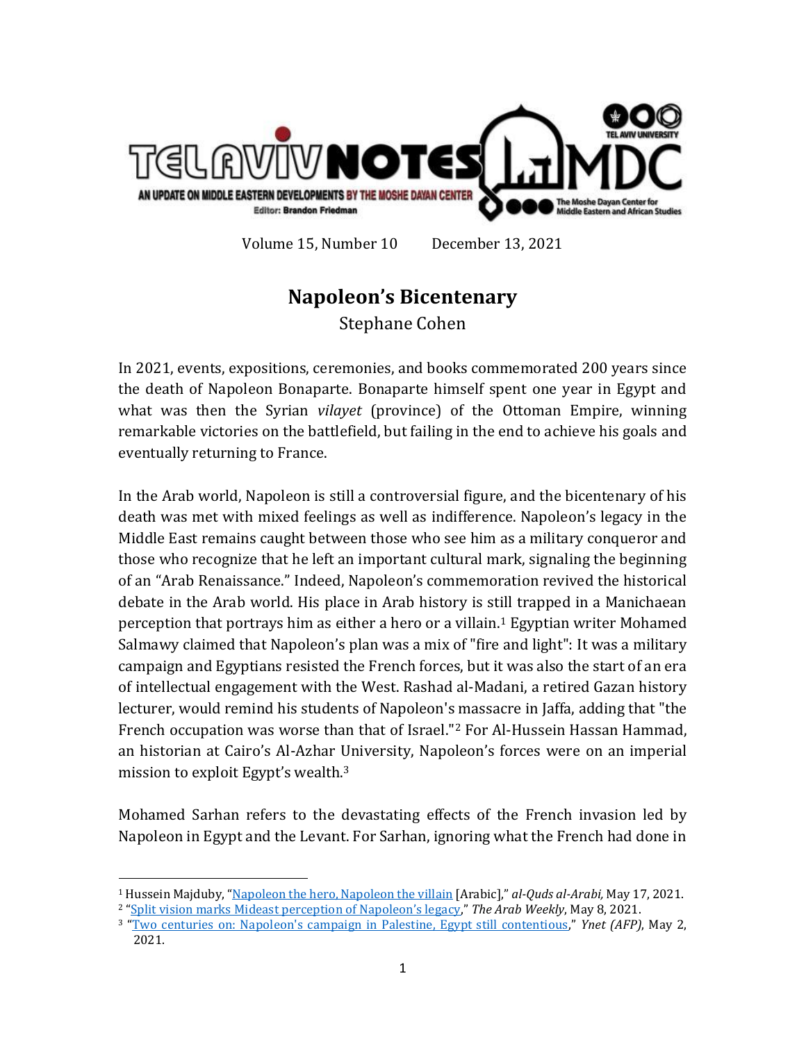TEL AVIV NOTES

AN UPDATE ON MIDDLE EASTERN DEVELOPMENTS BY THE MOSHE DAYAN CENTER

Editor: Brandon Friedman

The Moshe Dayan Center for Middle Eastern and African Studies

Volume 15, Number 10 December 13, 2021

# Napoleon's Bicentenary

Stephane Cohen

In 2021, events, expositions, ceremonies, and books commemorated 200 years since the death of Napoleon Bonaparte. Bonaparte himself spent one year in Egypt and what was then the Syrian *vilayet* (province) of the Ottoman Empire, winning remarkable victories on the battlefield, but failing in the end to achieve his goals and eventually returning to France.

In the Arab world, Napoleon is still a controversial figure, and the bicentenary of his death was met with mixed feelings as well as indifference. Napoleon's legacy in the Middle East remains caught between those who see him as a military conqueror and those who recognize that he left an important cultural mark, signaling the beginning of an "Arab Renaissance." Indeed, Napoleon's commemoration revived the historical debate in the Arab world. His place in Arab history is still trapped in a Manichaean perception that portrays him as either a hero or a villain.[1] Egyptian writer Mohamed Salmawy claimed that Napoleon's plan was a mix of "fire and light": It was a military campaign and Egyptians resisted the French forces, but it was also the start of an era of intellectual engagement with the West. Rashad al-Madani, a retired Gazan history lecturer, would remind his students of Napoleon's massacre in Jaffa, adding that "the French occupation was worse than that of Israel."[2] For Al-Hussein Hassan Hammad, an historian at Cairo's Al-Azhar University, Napoleon's forces were on an imperial mission to exploit Egypt's wealth.[3]

Mohamed Sarhan refers to the devastating effects of the French invasion led by Napoleon in Egypt and the Levant. For Sarhan, ignoring what the French had done in

---

[1] Hussein Majduby, "Napoleon the hero, Napoleon the villain [Arabic]," *al-Quds al-Arabi,* May 17, 2021.

[2] "Split vision marks Mideast perception of Napoleon's legacy," *The Arab Weekly*, May 8, 2021.

[3] "Two centuries on: Napoleon's campaign in Palestine, Egypt still contentious," *Ynet (AFP)*, May 2, 2021.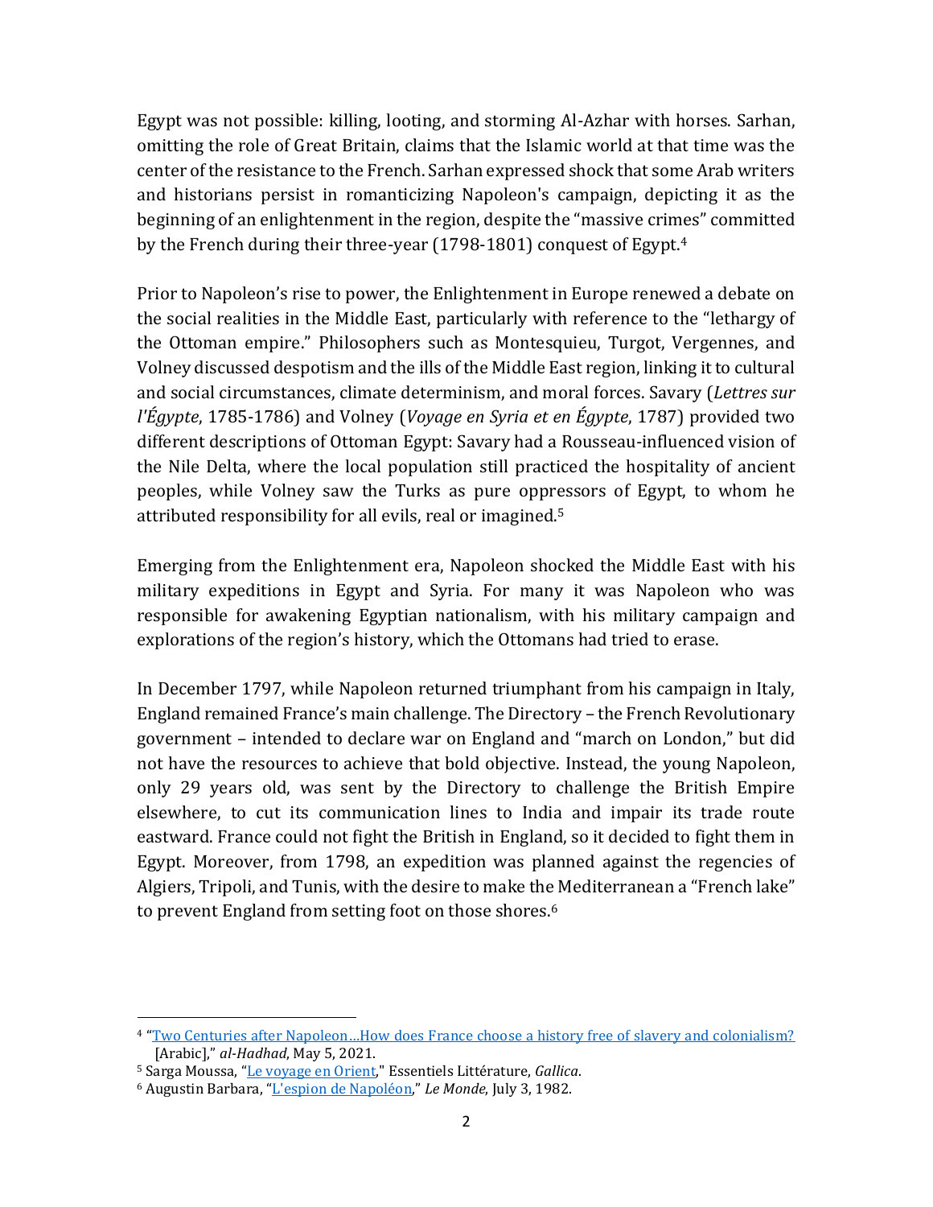Egypt was not possible: killing, looting, and storming Al-Azhar with horses. Sarhan, omitting the role of Great Britain, claims that the Islamic world at that time was the center of the resistance to the French. Sarhan expressed shock that some Arab writers and historians persist in romanticizing Napoleon's campaign, depicting it as the beginning of an enlightenment in the region, despite the "massive crimes" committed by the French during their three-year (1798-1801) conquest of Egypt.[4]

Prior to Napoleon's rise to power, the Enlightenment in Europe renewed a debate on the social realities in the Middle East, particularly with reference to the "lethargy of the Ottoman empire." Philosophers such as Montesquieu, Turgot, Vergennes, and Volney discussed despotism and the ills of the Middle East region, linking it to cultural and social circumstances, climate determinism, and moral forces. Savary (*Lettres sur l'Égypte*, 1785-1786) and Volney (*Voyage en Syria et en Égypte*, 1787) provided two different descriptions of Ottoman Egypt: Savary had a Rousseau-influenced vision of the Nile Delta, where the local population still practiced the hospitality of ancient peoples, while Volney saw the Turks as pure oppressors of Egypt, to whom he attributed responsibility for all evils, real or imagined.[5]

Emerging from the Enlightenment era, Napoleon shocked the Middle East with his military expeditions in Egypt and Syria. For many it was Napoleon who was responsible for awakening Egyptian nationalism, with his military campaign and explorations of the region's history, which the Ottomans had tried to erase.

In December 1797, while Napoleon returned triumphant from his campaign in Italy, England remained France's main challenge. The Directory – the French Revolutionary government – intended to declare war on England and "march on London," but did not have the resources to achieve that bold objective. Instead, the young Napoleon, only 29 years old, was sent by the Directory to challenge the British Empire elsewhere, to cut its communication lines to India and impair its trade route eastward. France could not fight the British in England, so it decided to fight them in Egypt. Moreover, from 1798, an expedition was planned against the regencies of Algiers, Tripoli, and Tunis, with the desire to make the Mediterranean a "French lake" to prevent England from setting foot on those shores.[6]

---

[4] "Two Centuries after Napoleon…How does France choose a history free of slavery and colonialism? [Arabic]," *al-Hadhad*, May 5, 2021.

[5] Sarga Moussa, "Le voyage en Orient," Essentiels Littérature, *Gallica*.

[6] Augustin Barbara, "L'espion de Napoléon," *Le Monde*, July 3, 1982.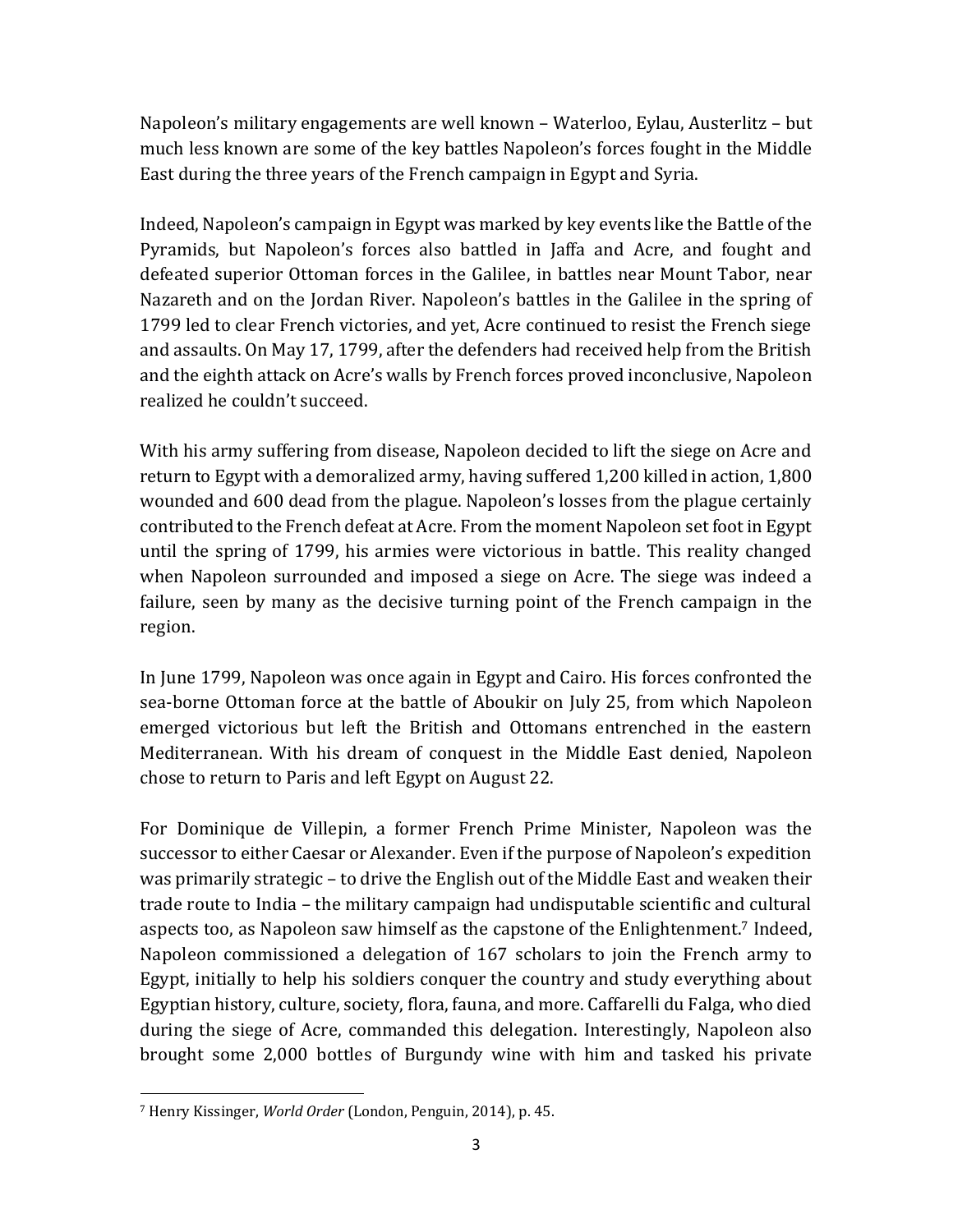Napoleon's military engagements are well known – Waterloo, Eylau, Austerlitz – but much less known are some of the key battles Napoleon's forces fought in the Middle East during the three years of the French campaign in Egypt and Syria.

Indeed, Napoleon's campaign in Egypt was marked by key events like the Battle of the Pyramids, but Napoleon's forces also battled in Jaffa and Acre, and fought and defeated superior Ottoman forces in the Galilee, in battles near Mount Tabor, near Nazareth and on the Jordan River. Napoleon's battles in the Galilee in the spring of 1799 led to clear French victories, and yet, Acre continued to resist the French siege and assaults. On May 17, 1799, after the defenders had received help from the British and the eighth attack on Acre's walls by French forces proved inconclusive, Napoleon realized he couldn't succeed.

With his army suffering from disease, Napoleon decided to lift the siege on Acre and return to Egypt with a demoralized army, having suffered 1,200 killed in action, 1,800 wounded and 600 dead from the plague. Napoleon's losses from the plague certainly contributed to the French defeat at Acre. From the moment Napoleon set foot in Egypt until the spring of 1799, his armies were victorious in battle. This reality changed when Napoleon surrounded and imposed a siege on Acre. The siege was indeed a failure, seen by many as the decisive turning point of the French campaign in the region.

In June 1799, Napoleon was once again in Egypt and Cairo. His forces confronted the sea-borne Ottoman force at the battle of Aboukir on July 25, from which Napoleon emerged victorious but left the British and Ottomans entrenched in the eastern Mediterranean. With his dream of conquest in the Middle East denied, Napoleon chose to return to Paris and left Egypt on August 22.

For Dominique de Villepin, a former French Prime Minister, Napoleon was the successor to either Caesar or Alexander. Even if the purpose of Napoleon's expedition was primarily strategic – to drive the English out of the Middle East and weaken their trade route to India – the military campaign had undisputable scientific and cultural aspects too, as Napoleon saw himself as the capstone of the Enlightenment.[7] Indeed, Napoleon commissioned a delegation of 167 scholars to join the French army to Egypt, initially to help his soldiers conquer the country and study everything about Egyptian history, culture, society, flora, fauna, and more. Caffarelli du Falga, who died during the siege of Acre, commanded this delegation. Interestingly, Napoleon also brought some 2,000 bottles of Burgundy wine with him and tasked his private

[7] Henry Kissinger, *World Order* (London, Penguin, 2014), p. 45.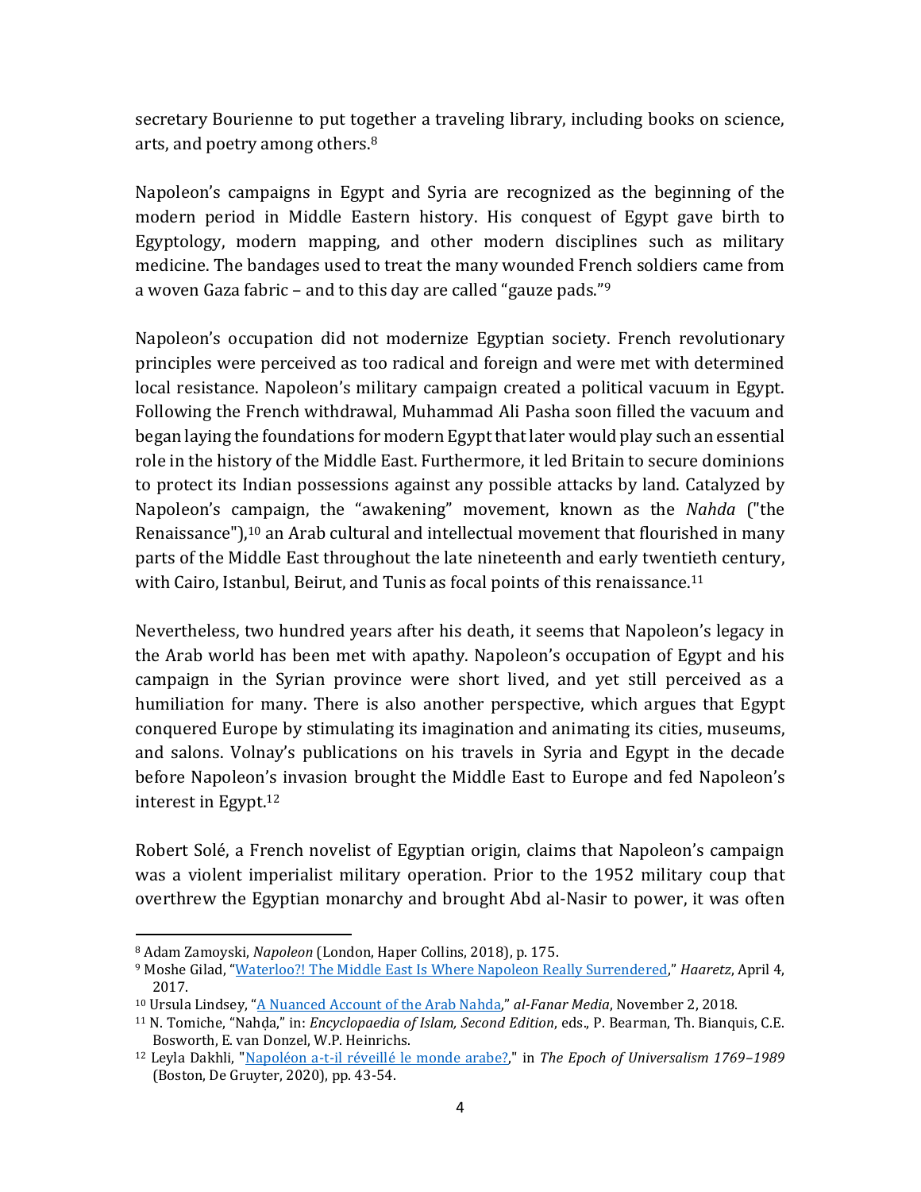secretary Bourienne to put together a traveling library, including books on science, arts, and poetry among others.[8]

Napoleon's campaigns in Egypt and Syria are recognized as the beginning of the modern period in Middle Eastern history. His conquest of Egypt gave birth to Egyptology, modern mapping, and other modern disciplines such as military medicine. The bandages used to treat the many wounded French soldiers came from a woven Gaza fabric – and to this day are called "gauze pads."[9]

Napoleon's occupation did not modernize Egyptian society. French revolutionary principles were perceived as too radical and foreign and were met with determined local resistance. Napoleon's military campaign created a political vacuum in Egypt. Following the French withdrawal, Muhammad Ali Pasha soon filled the vacuum and began laying the foundations for modern Egypt that later would play such an essential role in the history of the Middle East. Furthermore, it led Britain to secure dominions to protect its Indian possessions against any possible attacks by land. Catalyzed by Napoleon's campaign, the "awakening" movement, known as the *Nahda* ("the Renaissance"),[10] an Arab cultural and intellectual movement that flourished in many parts of the Middle East throughout the late nineteenth and early twentieth century, with Cairo, Istanbul, Beirut, and Tunis as focal points of this renaissance.[11]

Nevertheless, two hundred years after his death, it seems that Napoleon's legacy in the Arab world has been met with apathy. Napoleon's occupation of Egypt and his campaign in the Syrian province were short lived, and yet still perceived as a humiliation for many. There is also another perspective, which argues that Egypt conquered Europe by stimulating its imagination and animating its cities, museums, and salons. Volnay's publications on his travels in Syria and Egypt in the decade before Napoleon's invasion brought the Middle East to Europe and fed Napoleon's interest in Egypt.[12]

Robert Solé, a French novelist of Egyptian origin, claims that Napoleon's campaign was a violent imperialist military operation. Prior to the 1952 military coup that overthrew the Egyptian monarchy and brought Abd al-Nasir to power, it was often

---

[8] Adam Zamoyski, *Napoleon* (London, Haper Collins, 2018), p. 175.

[9] Moshe Gilad, "Waterloo?! The Middle East Is Where Napoleon Really Surrendered," *Haaretz*, April 4, 2017.

[10] Ursula Lindsey, "A Nuanced Account of the Arab Nahda," *al-Fanar Media*, November 2, 2018.

[11] N. Tomiche, "Nahḍa," in: *Encyclopaedia of Islam, Second Edition*, eds., P. Bearman, Th. Bianquis, C.E. Bosworth, E. van Donzel, W.P. Heinrichs.

[12] Leyla Dakhli, "Napoléon a-t-il réveillé le monde arabe?," in *The Epoch of Universalism 1769–1989* (Boston, De Gruyter, 2020), pp. 43-54.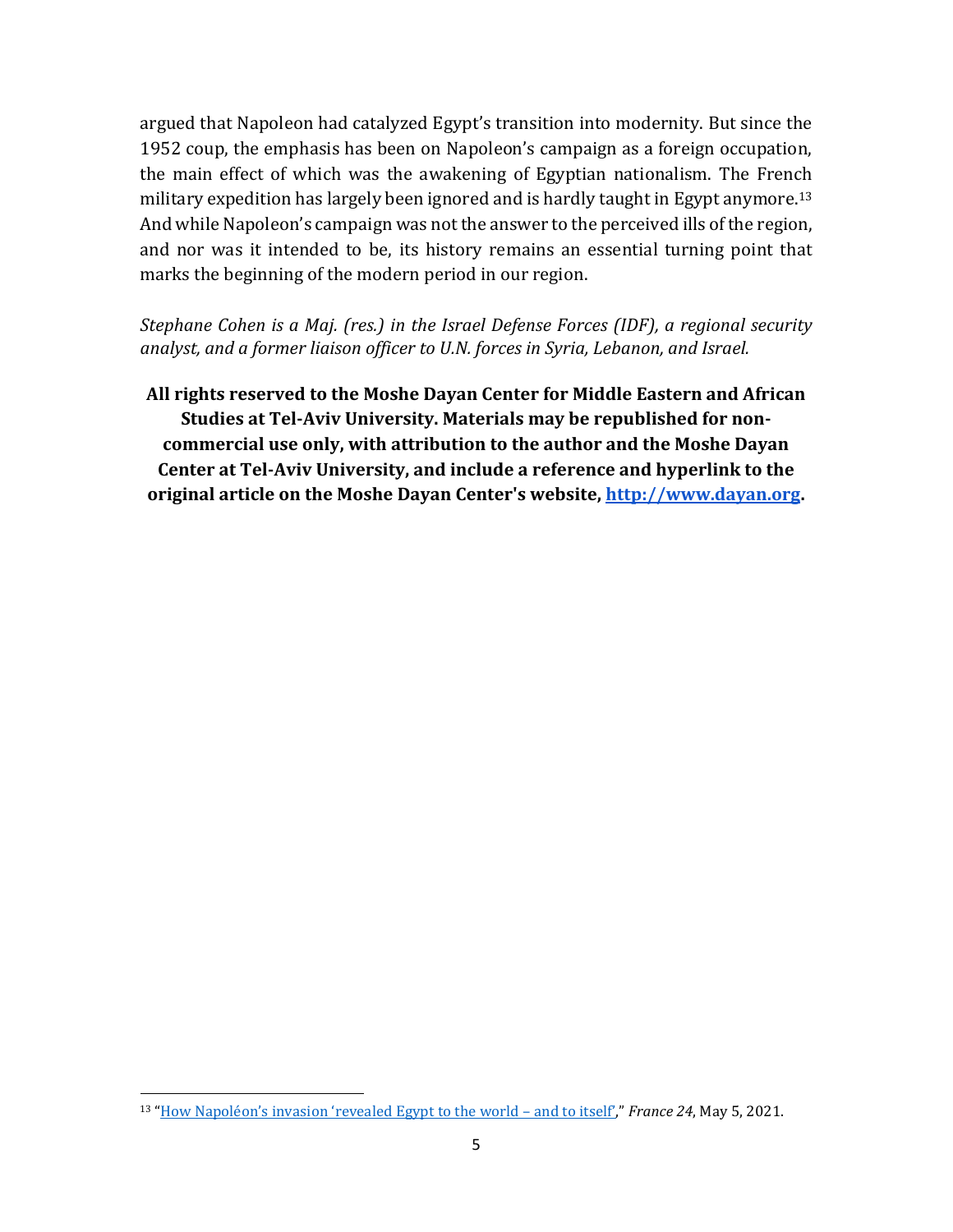argued that Napoleon had catalyzed Egypt's transition into modernity. But since the 1952 coup, the emphasis has been on Napoleon's campaign as a foreign occupation, the main effect of which was the awakening of Egyptian nationalism. The French military expedition has largely been ignored and is hardly taught in Egypt anymore.[13] And while Napoleon's campaign was not the answer to the perceived ills of the region, and nor was it intended to be, its history remains an essential turning point that marks the beginning of the modern period in our region.

*Stephane Cohen is a Maj. (res.) in the Israel Defense Forces (IDF), a regional security analyst, and a former liaison officer to U.N. forces in Syria, Lebanon, and Israel.*

**All rights reserved to the Moshe Dayan Center for Middle Eastern and African Studies at Tel-Aviv University. Materials may be republished for non-commercial use only, with attribution to the author and the Moshe Dayan Center at Tel-Aviv University, and include a reference and hyperlink to the original article on the Moshe Dayan Center's website, [http://www.dayan.org](http://www.dayan.org).**

---

[13] "How Napoléon's invasion 'revealed Egypt to the world – and to itself'," *France 24*, May 5, 2021.